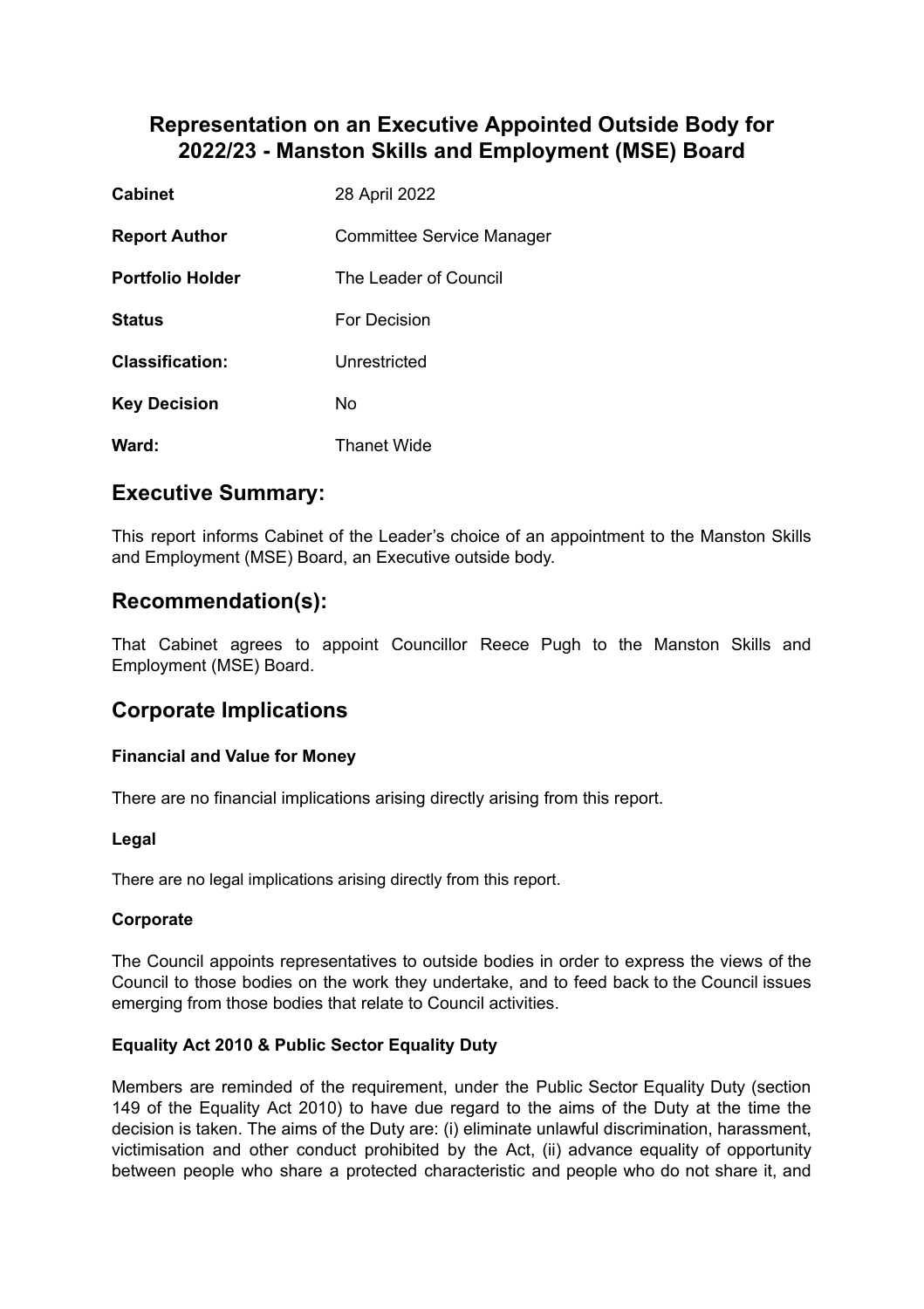# Representation on an Executive Appointed Outside Body for 2022/23 - Manston Skills and Employment (MSE) Board

| | |
|---|---|
| **Cabinet** | 28 April 2022 |
| **Report Author** | Committee Service Manager |
| **Portfolio Holder** | The Leader of Council |
| **Status** | For Decision |
| **Classification:** | Unrestricted |
| **Key Decision** | No |
| **Ward:** | Thanet Wide |

## Executive Summary:

This report informs Cabinet of the Leader's choice of an appointment to the Manston Skills and Employment (MSE) Board, an Executive outside body.

## Recommendation(s):

That Cabinet agrees to appoint Councillor Reece Pugh to the Manston Skills and Employment (MSE) Board.

## Corporate Implications

### Financial and Value for Money

There are no financial implications arising directly arising from this report.

### Legal

There are no legal implications arising directly from this report.

### Corporate

The Council appoints representatives to outside bodies in order to express the views of the Council to those bodies on the work they undertake, and to feed back to the Council issues emerging from those bodies that relate to Council activities.

### Equality Act 2010 & Public Sector Equality Duty

Members are reminded of the requirement, under the Public Sector Equality Duty (section 149 of the Equality Act 2010) to have due regard to the aims of the Duty at the time the decision is taken. The aims of the Duty are: (i) eliminate unlawful discrimination, harassment, victimisation and other conduct prohibited by the Act, (ii) advance equality of opportunity between people who share a protected characteristic and people who do not share it, and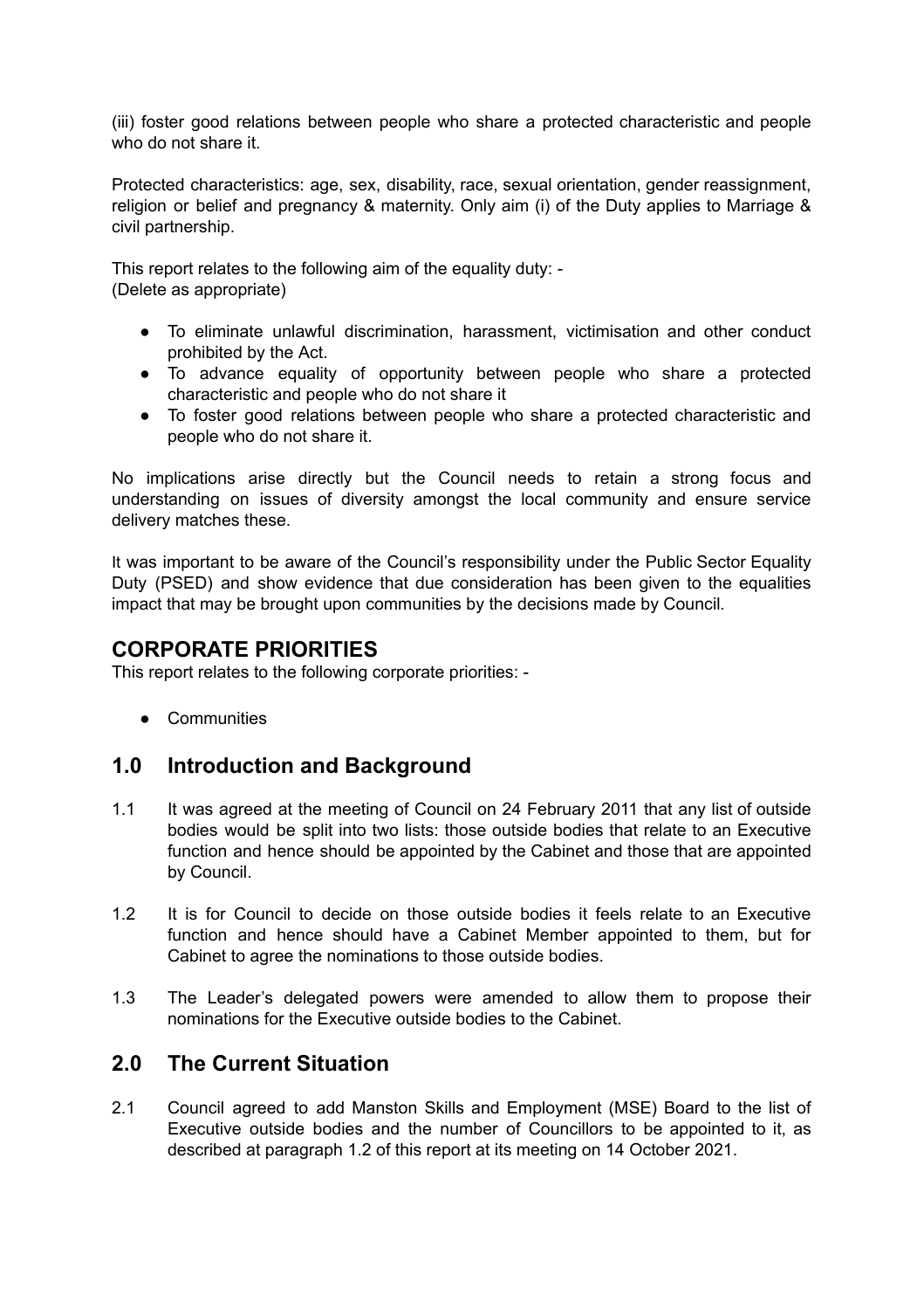(iii) foster good relations between people who share a protected characteristic and people who do not share it.

Protected characteristics: age, sex, disability, race, sexual orientation, gender reassignment, religion or belief and pregnancy & maternity. Only aim (i) of the Duty applies to Marriage & civil partnership.

This report relates to the following aim of the equality duty: -
(Delete as appropriate)

- To eliminate unlawful discrimination, harassment, victimisation and other conduct prohibited by the Act.
- To advance equality of opportunity between people who share a protected characteristic and people who do not share it
- To foster good relations between people who share a protected characteristic and people who do not share it.

No implications arise directly but the Council needs to retain a strong focus and understanding on issues of diversity amongst the local community and ensure service delivery matches these.

It was important to be aware of the Council's responsibility under the Public Sector Equality Duty (PSED) and show evidence that due consideration has been given to the equalities impact that may be brought upon communities by the decisions made by Council.

## CORPORATE PRIORITIES

This report relates to the following corporate priorities: -

- Communities

## 1.0 Introduction and Background

1.1 It was agreed at the meeting of Council on 24 February 2011 that any list of outside bodies would be split into two lists: those outside bodies that relate to an Executive function and hence should be appointed by the Cabinet and those that are appointed by Council.

1.2 It is for Council to decide on those outside bodies it feels relate to an Executive function and hence should have a Cabinet Member appointed to them, but for Cabinet to agree the nominations to those outside bodies.

1.3 The Leader's delegated powers were amended to allow them to propose their nominations for the Executive outside bodies to the Cabinet.

## 2.0 The Current Situation

2.1 Council agreed to add Manston Skills and Employment (MSE) Board to the list of Executive outside bodies and the number of Councillors to be appointed to it, as described at paragraph 1.2 of this report at its meeting on 14 October 2021.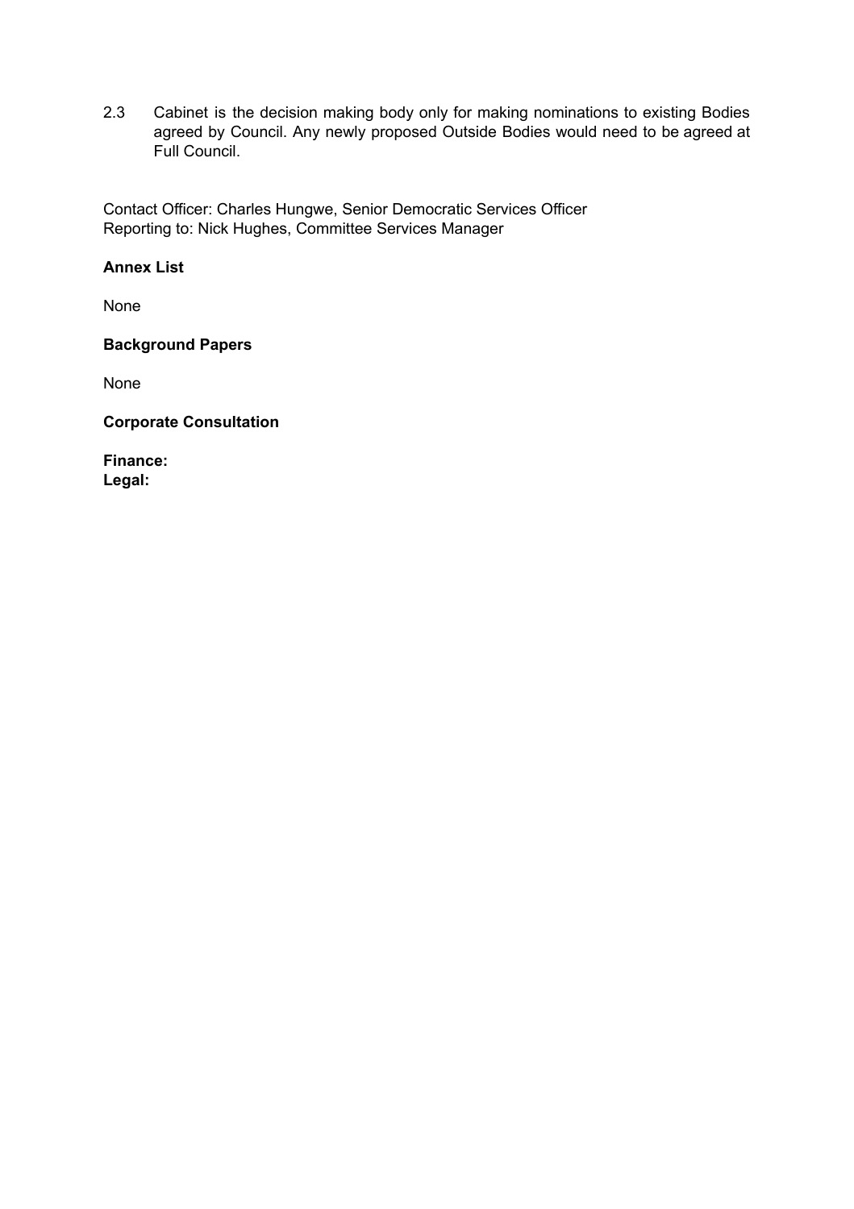2.3 Cabinet is the decision making body only for making nominations to existing Bodies agreed by Council. Any newly proposed Outside Bodies would need to be agreed at Full Council.

Contact Officer: Charles Hungwe, Senior Democratic Services Officer
Reporting to: Nick Hughes, Committee Services Manager

**Annex List**

None

**Background Papers**

None

**Corporate Consultation**

**Finance:**
**Legal:**